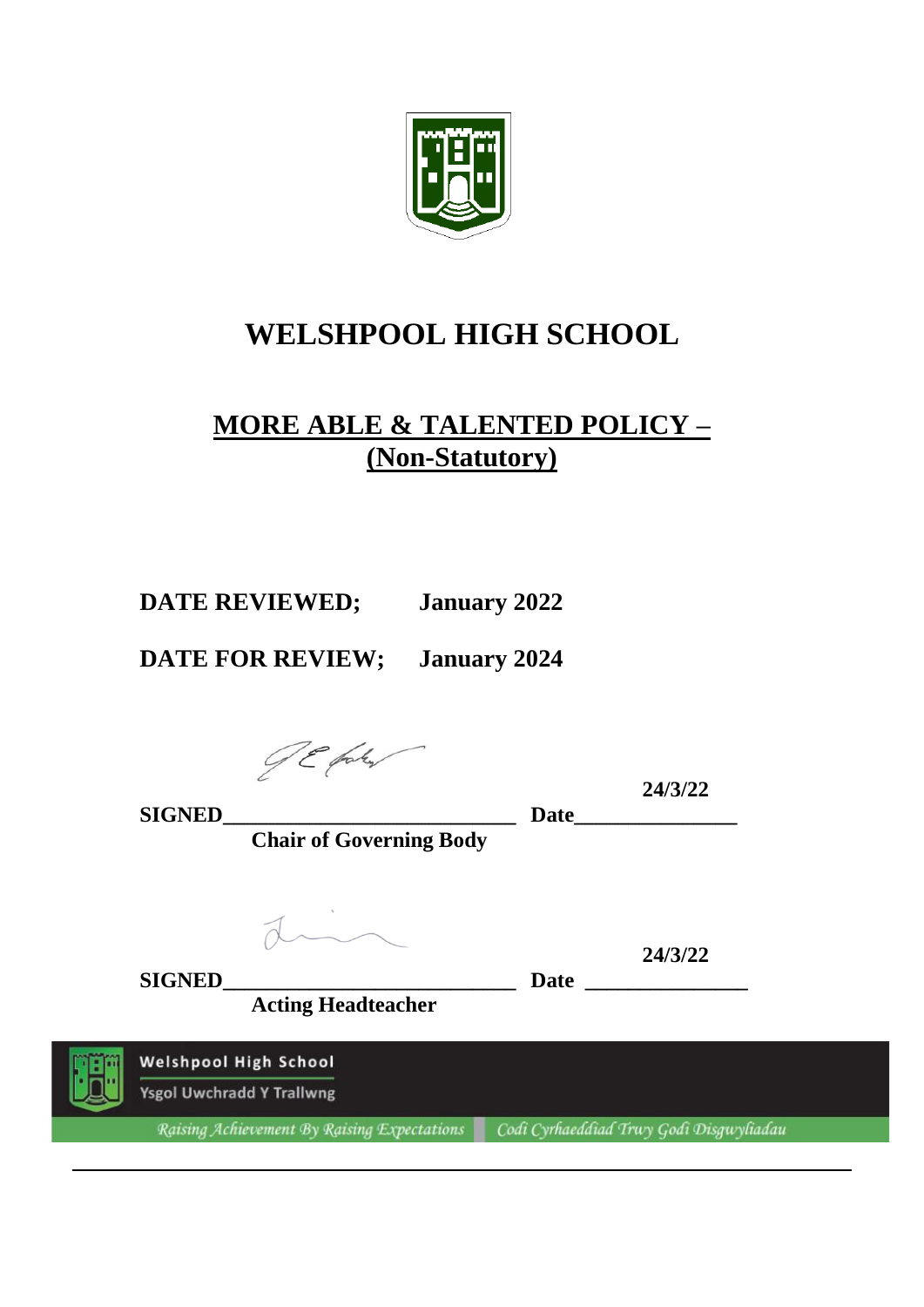# WELSHPOOL HIGH SCHOOL

## MORE ABLE & TALENTED POLICY – (Non-Statutory)

**DATE REVIEWED;** **January 2022**

**DATE FOR REVIEW;** **January 2024**

**SIGNED**\_\_\_\_\_\_\_\_\_\_\_\_\_\_\_\_\_\_\_\_\_\_\_\_\_\_\_\_ **Date** **24/3/22**

**Chair of Governing Body**

**SIGNED**\_\_\_\_\_\_\_\_\_\_\_\_\_\_\_\_\_\_\_\_\_\_\_\_\_\_\_\_ **Date** **24/3/22**

**Acting Headteacher**

Welshpool High School
Ysgol Uwchradd Y Trallwng

*Raising Achievement By Raising Expectations* | *Codi Cyrhaeddiad Trwy Godi Disgwyliadau*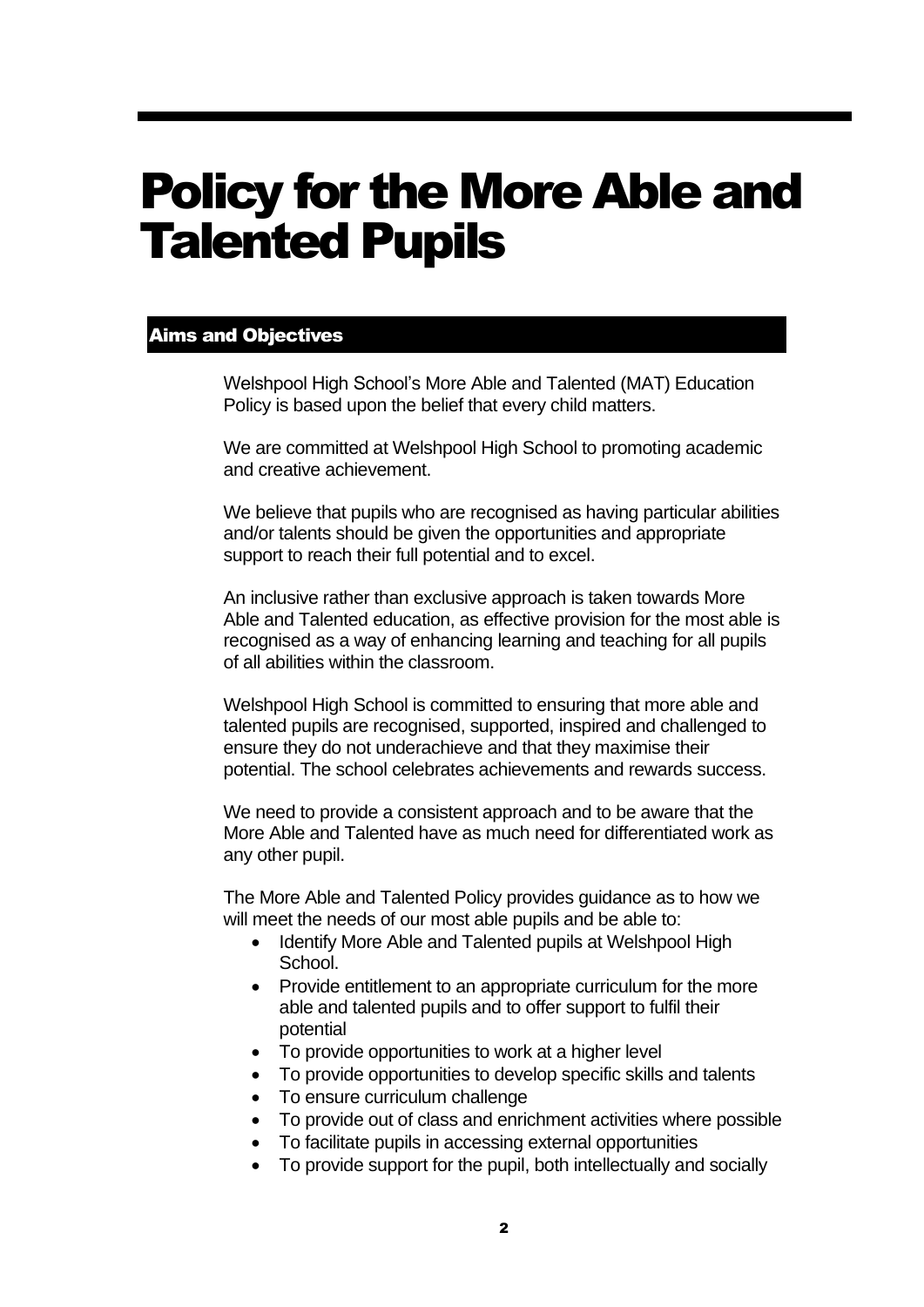# Policy for the More Able and Talented Pupils

## Aims and Objectives

Welshpool High School's More Able and Talented (MAT) Education Policy is based upon the belief that every child matters.

We are committed at Welshpool High School to promoting academic and creative achievement.

We believe that pupils who are recognised as having particular abilities and/or talents should be given the opportunities and appropriate support to reach their full potential and to excel.

An inclusive rather than exclusive approach is taken towards More Able and Talented education, as effective provision for the most able is recognised as a way of enhancing learning and teaching for all pupils of all abilities within the classroom.

Welshpool High School is committed to ensuring that more able and talented pupils are recognised, supported, inspired and challenged to ensure they do not underachieve and that they maximise their potential. The school celebrates achievements and rewards success.

We need to provide a consistent approach and to be aware that the More Able and Talented have as much need for differentiated work as any other pupil.

The More Able and Talented Policy provides guidance as to how we will meet the needs of our most able pupils and be able to:

- Identify More Able and Talented pupils at Welshpool High School.
- Provide entitlement to an appropriate curriculum for the more able and talented pupils and to offer support to fulfil their potential
- To provide opportunities to work at a higher level
- To provide opportunities to develop specific skills and talents
- To ensure curriculum challenge
- To provide out of class and enrichment activities where possible
- To facilitate pupils in accessing external opportunities
- To provide support for the pupil, both intellectually and socially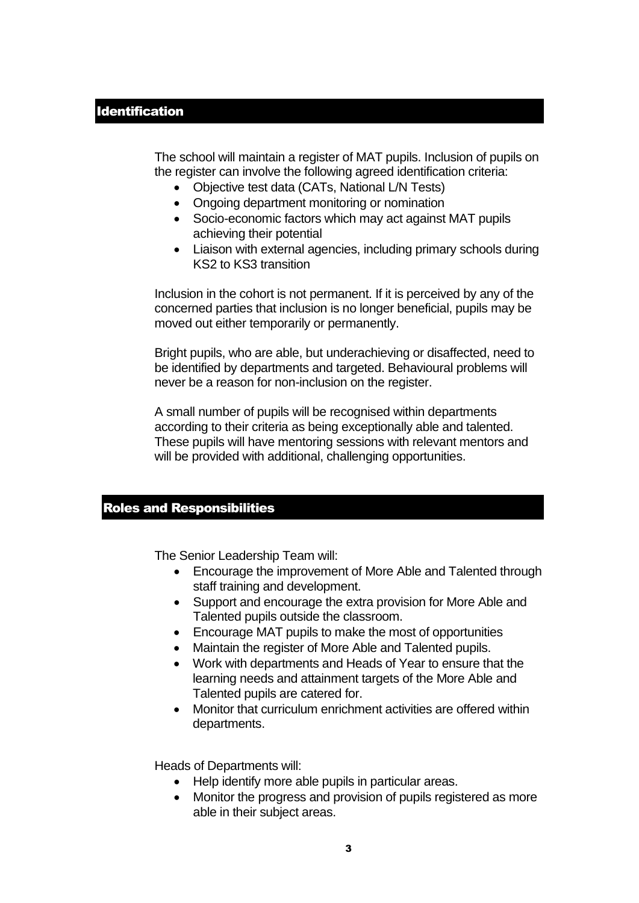## Identification

The school will maintain a register of MAT pupils. Inclusion of pupils on the register can involve the following agreed identification criteria:

- Objective test data (CATs, National L/N Tests)
- Ongoing department monitoring or nomination
- Socio-economic factors which may act against MAT pupils achieving their potential
- Liaison with external agencies, including primary schools during KS2 to KS3 transition

Inclusion in the cohort is not permanent. If it is perceived by any of the concerned parties that inclusion is no longer beneficial, pupils may be moved out either temporarily or permanently.

Bright pupils, who are able, but underachieving or disaffected, need to be identified by departments and targeted. Behavioural problems will never be a reason for non-inclusion on the register.

A small number of pupils will be recognised within departments according to their criteria as being exceptionally able and talented. These pupils will have mentoring sessions with relevant mentors and will be provided with additional, challenging opportunities.

## Roles and Responsibilities

The Senior Leadership Team will:

- Encourage the improvement of More Able and Talented through staff training and development.
- Support and encourage the extra provision for More Able and Talented pupils outside the classroom.
- Encourage MAT pupils to make the most of opportunities
- Maintain the register of More Able and Talented pupils.
- Work with departments and Heads of Year to ensure that the learning needs and attainment targets of the More Able and Talented pupils are catered for.
- Monitor that curriculum enrichment activities are offered within departments.

Heads of Departments will:

- Help identify more able pupils in particular areas.
- Monitor the progress and provision of pupils registered as more able in their subject areas.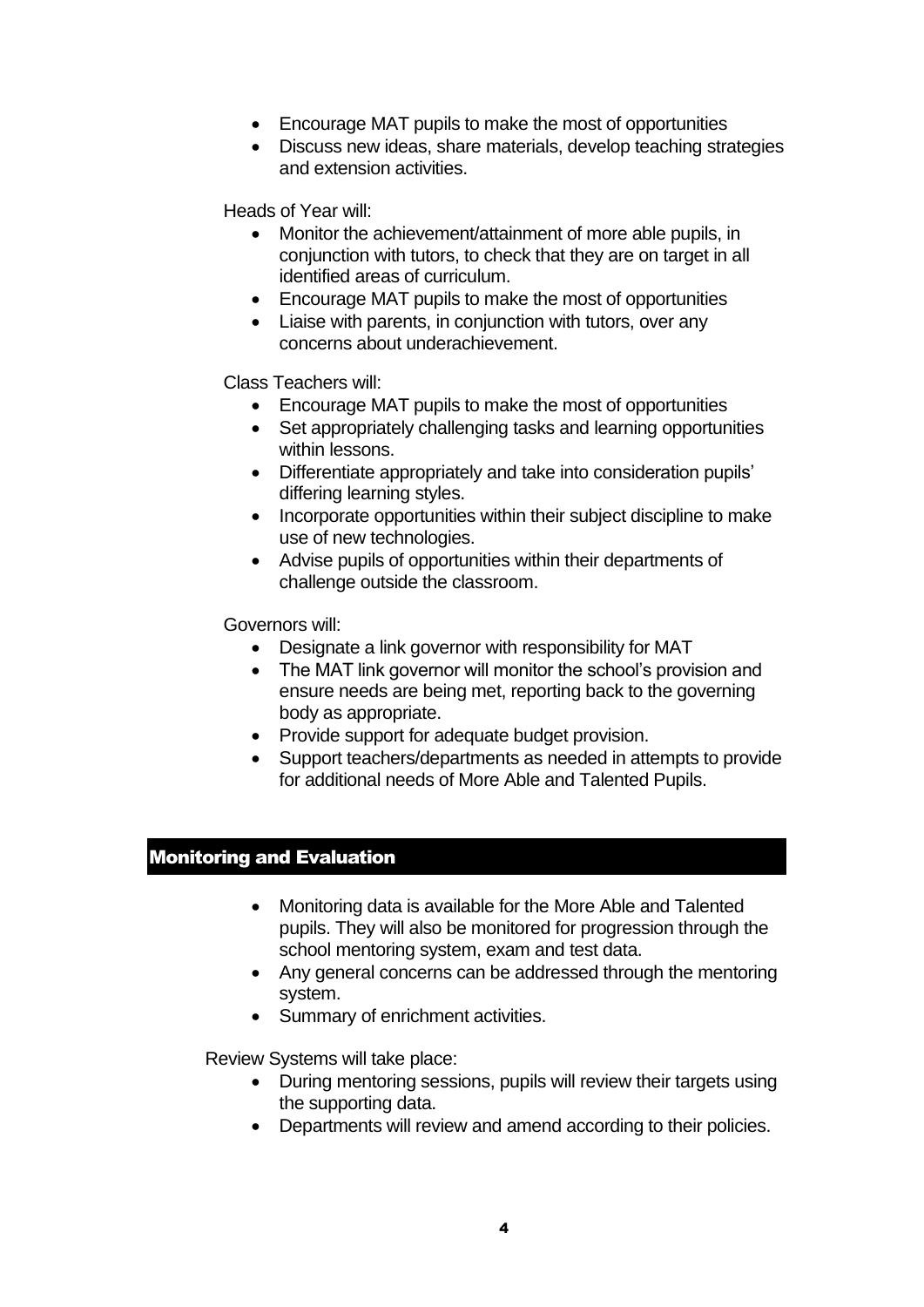- Encourage MAT pupils to make the most of opportunities
- Discuss new ideas, share materials, develop teaching strategies and extension activities.

Heads of Year will:

- Monitor the achievement/attainment of more able pupils, in conjunction with tutors, to check that they are on target in all identified areas of curriculum.
- Encourage MAT pupils to make the most of opportunities
- Liaise with parents, in conjunction with tutors, over any concerns about underachievement.

Class Teachers will:

- Encourage MAT pupils to make the most of opportunities
- Set appropriately challenging tasks and learning opportunities within lessons.
- Differentiate appropriately and take into consideration pupils' differing learning styles.
- Incorporate opportunities within their subject discipline to make use of new technologies.
- Advise pupils of opportunities within their departments of challenge outside the classroom.

Governors will:

- Designate a link governor with responsibility for MAT
- The MAT link governor will monitor the school's provision and ensure needs are being met, reporting back to the governing body as appropriate.
- Provide support for adequate budget provision.
- Support teachers/departments as needed in attempts to provide for additional needs of More Able and Talented Pupils.

## Monitoring and Evaluation

- Monitoring data is available for the More Able and Talented pupils. They will also be monitored for progression through the school mentoring system, exam and test data.
- Any general concerns can be addressed through the mentoring system.
- Summary of enrichment activities.

Review Systems will take place:

- During mentoring sessions, pupils will review their targets using the supporting data.
- Departments will review and amend according to their policies.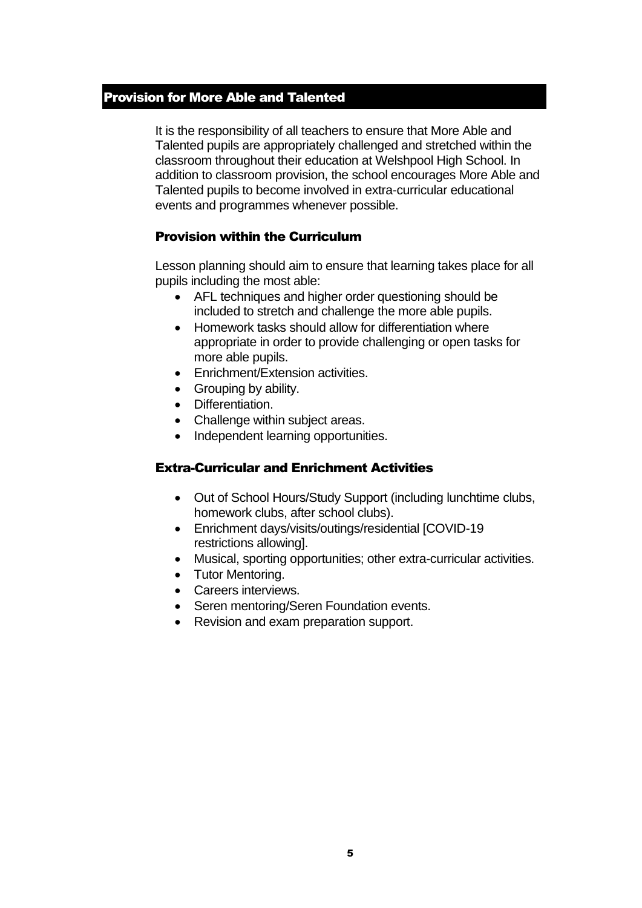## Provision for More Able and Talented

It is the responsibility of all teachers to ensure that More Able and Talented pupils are appropriately challenged and stretched within the classroom throughout their education at Welshpool High School. In addition to classroom provision, the school encourages More Able and Talented pupils to become involved in extra-curricular educational events and programmes whenever possible.

### Provision within the Curriculum

Lesson planning should aim to ensure that learning takes place for all pupils including the most able:

- AFL techniques and higher order questioning should be included to stretch and challenge the more able pupils.
- Homework tasks should allow for differentiation where appropriate in order to provide challenging or open tasks for more able pupils.
- Enrichment/Extension activities.
- Grouping by ability.
- Differentiation.
- Challenge within subject areas.
- Independent learning opportunities.

### Extra-Curricular and Enrichment Activities

- Out of School Hours/Study Support (including lunchtime clubs, homework clubs, after school clubs).
- Enrichment days/visits/outings/residential [COVID-19 restrictions allowing].
- Musical, sporting opportunities; other extra-curricular activities.
- Tutor Mentoring.
- Careers interviews.
- Seren mentoring/Seren Foundation events.
- Revision and exam preparation support.